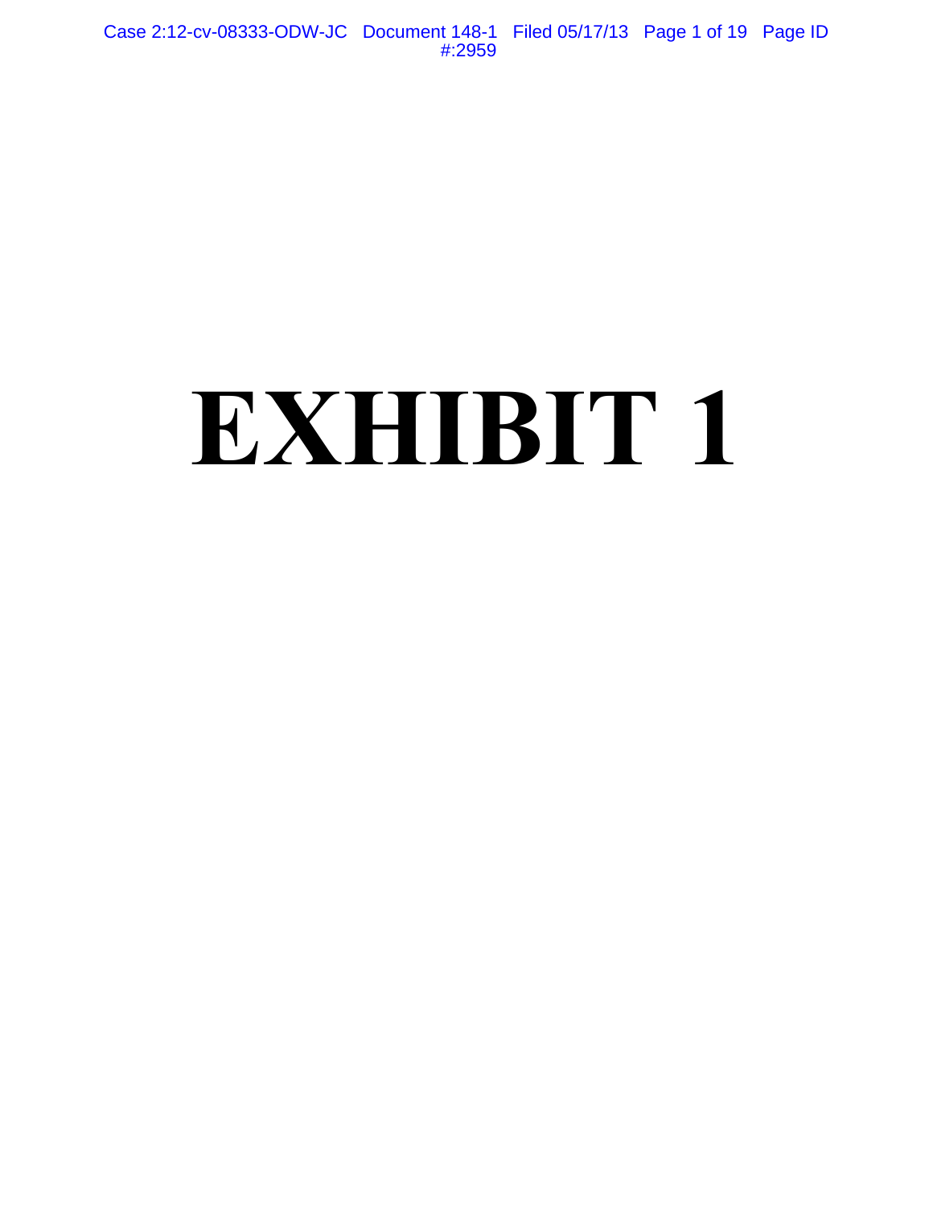# EXHIBIT 1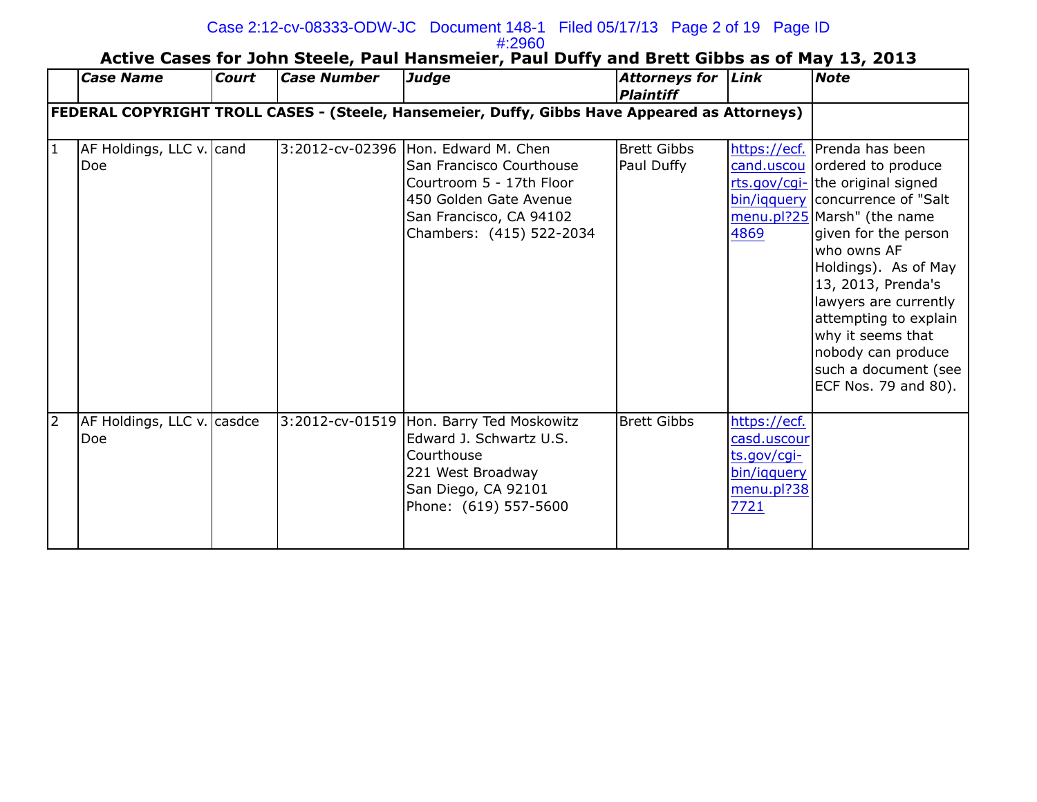## Active Cases for John Steele, Paul Hansmeier, Paul Duffy and Brett Gibbs as of May 13, 2013

| | *Case Name* | *Court* | *Case Number* | *Judge* | *Attorneys for Plaintiff* | *Link* | *Note* |
|---|---|---|---|---|---|---|---|
| **FEDERAL COPYRIGHT TROLL CASES - (Steele, Hansemeier, Duffy, Gibbs Have Appeared as Attorneys)** | | | | | | | |
| 1 | AF Holdings, LLC v. Doe | cand | 3:2012-cv-02396 | Hon. Edward M. Chen<br>San Francisco Courthouse<br>Courtroom 5 - 17th Floor<br>450 Golden Gate Avenue<br>San Francisco, CA 94102<br>Chambers: (415) 522-2034 | Brett Gibbs<br>Paul Duffy | https://ecf.cand.uscourts.gov/cgi-bin/iqquerymenu.pl?254869 | Prenda has been ordered to produce the original signed concurrence of "Salt Marsh" (the name given for the person who owns AF Holdings). As of May 13, 2013, Prenda's lawyers are currently attempting to explain why it seems that nobody can produce such a document (see ECF Nos. 79 and 80). |
| 2 | AF Holdings, LLC v. Doe | casdce | 3:2012-cv-01519 | Hon. Barry Ted Moskowitz<br>Edward J. Schwartz U.S. Courthouse<br>221 West Broadway<br>San Diego, CA 92101<br>Phone: (619) 557-5600 | Brett Gibbs | https://ecf.casd.uscourts.gov/cgi-bin/iqquerymenu.pl?387721 | |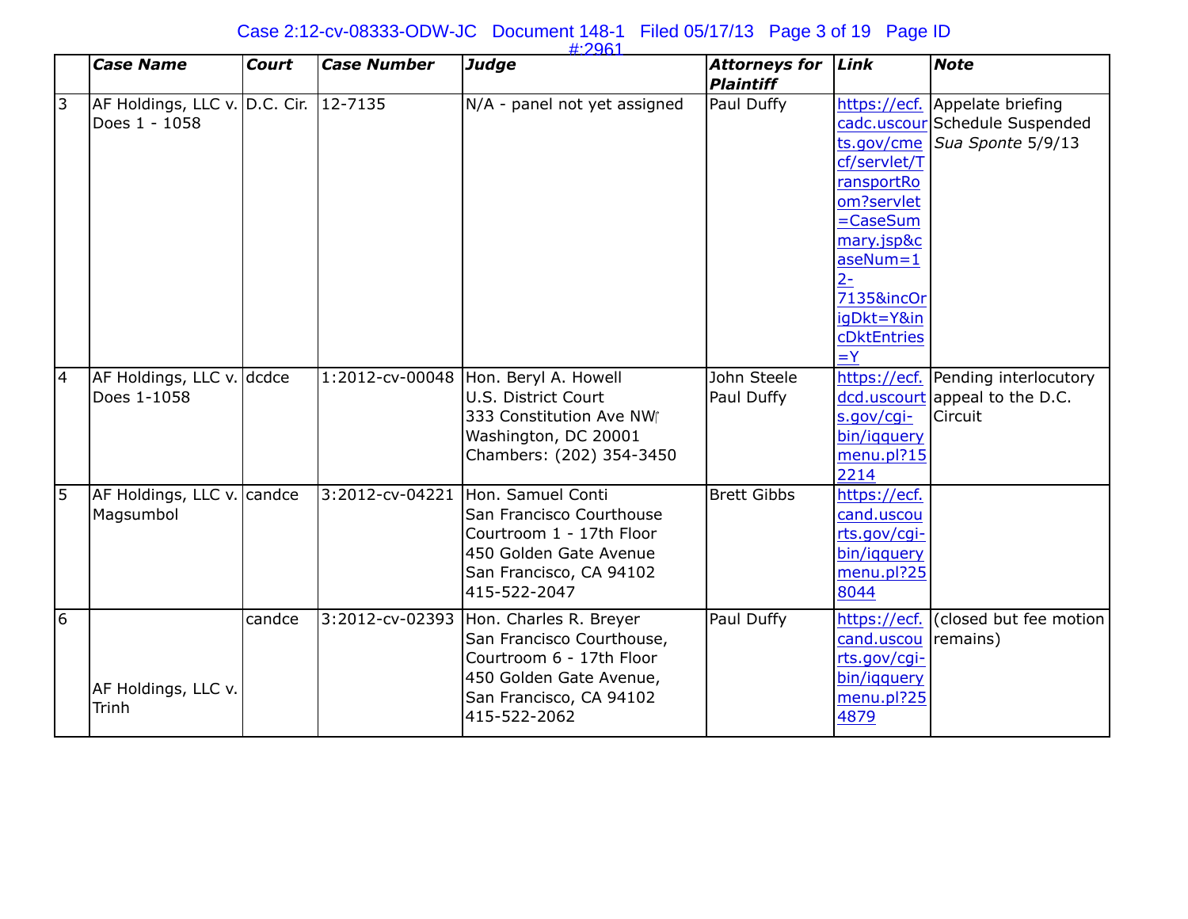| | *Case Name* | *Court* | *Case Number* | *Judge* | *Attorneys for Plaintiff* | *Link* | *Note* |
|---|---|---|---|---|---|---|---|
| 3 | AF Holdings, LLC v. Does 1 - 1058 | D.C. Cir. | 12-7135 | N/A - panel not yet assigned | Paul Duffy | https://ecf.cadc.uscourts.gov/cmecf/servlet/TransportRoom?servlet=CaseSummary.jsp&caseNum=12-7135&incOrigDkt=Y&incDktEntries=Y | Appelate briefing Schedule Suspended *Sua Sponte* 5/9/13 |
| 4 | AF Holdings, LLC v. Does 1-1058 | dcdce | 1:2012-cv-00048 | Hon. Beryl A. Howell<br>U.S. District Court<br>333 Constitution Ave NW<br>Washington, DC 20001<br>Chambers: (202) 354-3450 | John Steele<br>Paul Duffy | https://ecf.dcd.uscourts.gov/cgi-bin/iqquerymenu.pl?152214 | Pending interlocutory appeal to the D.C. Circuit |
| 5 | AF Holdings, LLC v. Magsumbol | candce | 3:2012-cv-04221 | Hon. Samuel Conti<br>San Francisco Courthouse<br>Courtroom 1 - 17th Floor<br>450 Golden Gate Avenue<br>San Francisco, CA 94102<br>415-522-2047 | Brett Gibbs | https://ecf.cand.uscourts.gov/cgi-bin/iqquerymenu.pl?258044 | |
| 6 | AF Holdings, LLC v. Trinh | candce | 3:2012-cv-02393 | Hon. Charles R. Breyer<br>San Francisco Courthouse,<br>Courtroom 6 - 17th Floor<br>450 Golden Gate Avenue,<br>San Francisco, CA 94102<br>415-522-2062 | Paul Duffy | https://ecf.cand.uscourts.gov/cgi-bin/iqquerymenu.pl?254879 | (closed but fee motion remains) |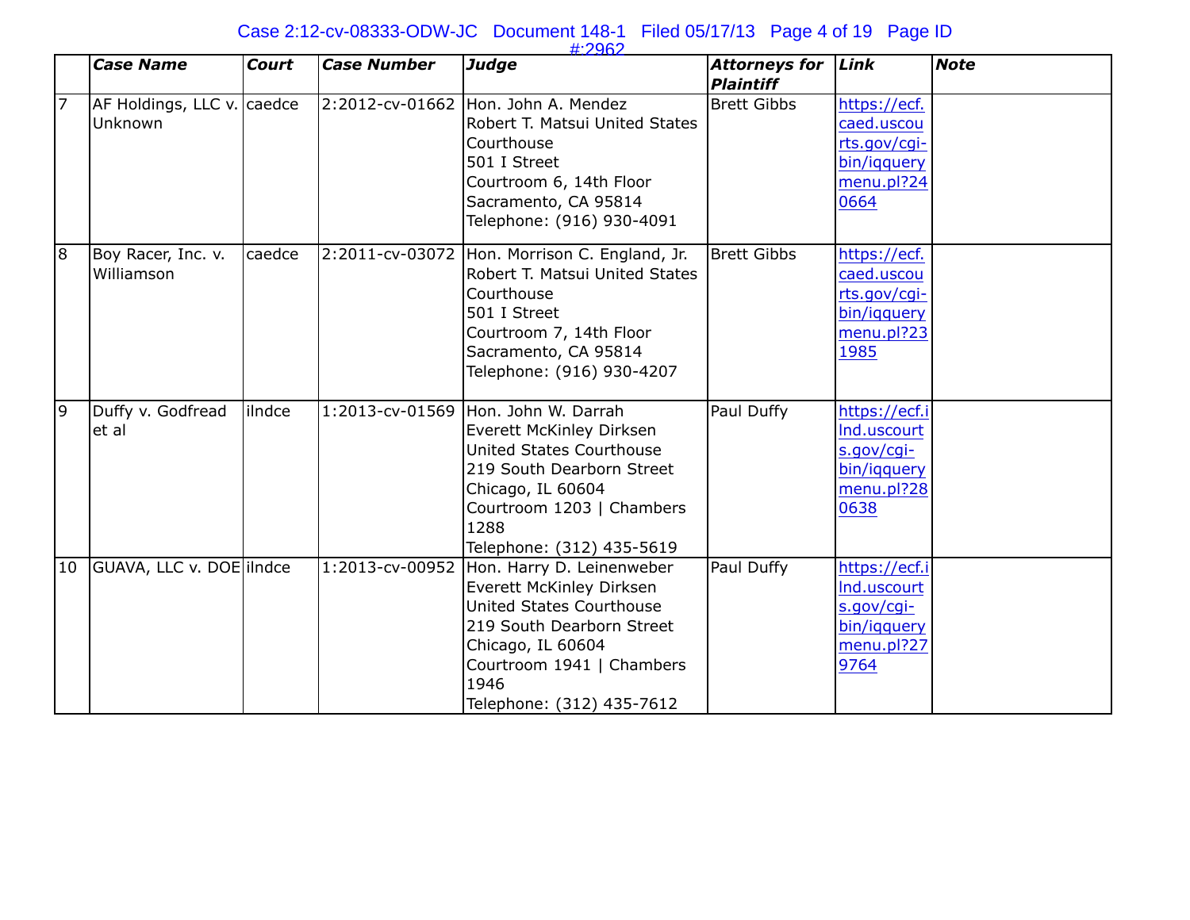| | *Case Name* | *Court* | *Case Number* | *Judge* | *Attorneys for Plaintiff* | *Link* | *Note* |
|---|---|---|---|---|---|---|---|
| 7 | AF Holdings, LLC v. Unknown | caedce | 2:2012-cv-01662 | Hon. John A. Mendez<br>Robert T. Matsui United States Courthouse<br>501 I Street<br>Courtroom 6, 14th Floor<br>Sacramento, CA 95814<br>Telephone: (916) 930-4091 | Brett Gibbs | https://ecf.caed.uscourts.gov/cgi-bin/iqquerymenu.pl?240664 | |
| 8 | Boy Racer, Inc. v. Williamson | caedce | 2:2011-cv-03072 | Hon. Morrison C. England, Jr.<br>Robert T. Matsui United States Courthouse<br>501 I Street<br>Courtroom 7, 14th Floor<br>Sacramento, CA 95814<br>Telephone: (916) 930-4207 | Brett Gibbs | https://ecf.caed.uscourts.gov/cgi-bin/iqquerymenu.pl?231985 | |
| 9 | Duffy v. Godfread et al | ilndce | 1:2013-cv-01569 | Hon. John W. Darrah<br>Everett McKinley Dirksen United States Courthouse<br>219 South Dearborn Street<br>Chicago, IL 60604<br>Courtroom 1203 \| Chambers 1288<br>Telephone: (312) 435-5619 | Paul Duffy | https://ecf.ilnd.uscourts.gov/cgi-bin/iqquerymenu.pl?280638 | |
| 10 | GUAVA, LLC v. DOE | ilndce | 1:2013-cv-00952 | Hon. Harry D. Leinenweber<br>Everett McKinley Dirksen United States Courthouse<br>219 South Dearborn Street<br>Chicago, IL 60604<br>Courtroom 1941 \| Chambers 1946<br>Telephone: (312) 435-7612 | Paul Duffy | https://ecf.ilnd.uscourts.gov/cgi-bin/iqquerymenu.pl?279764 | |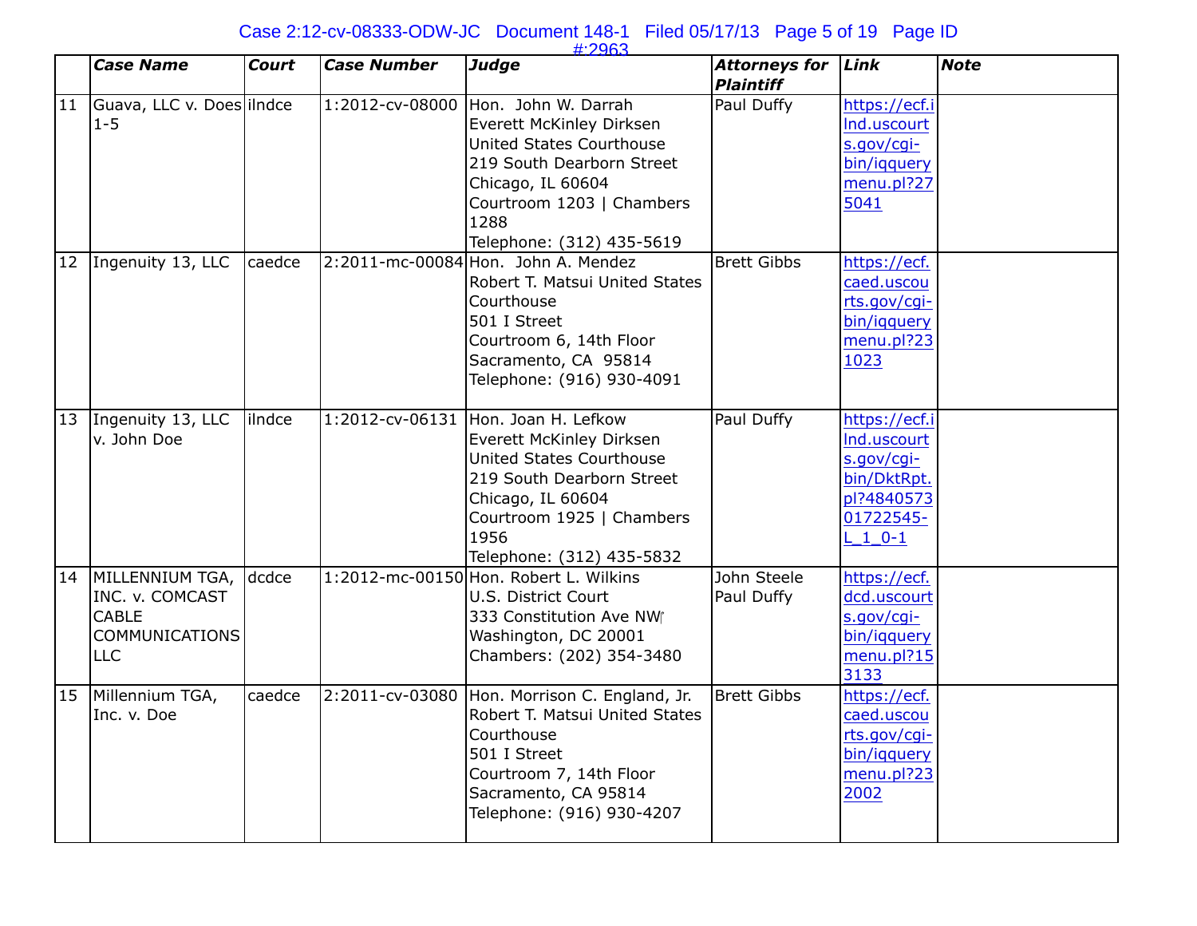| | *Case Name* | *Court* | *Case Number* | *Judge* | *Attorneys for Plaintiff* | *Link* | *Note* |
|---|---|---|---|---|---|---|---|
| 11 | Guava, LLC v. Does 1-5 | ilndce | 1:2012-cv-08000 | Hon. John W. Darrah<br>Everett McKinley Dirksen United States Courthouse<br>219 South Dearborn Street<br>Chicago, IL 60604<br>Courtroom 1203 \| Chambers 1288<br>Telephone: (312) 435-5619 | Paul Duffy | https://ecf.ilnd.uscourts.gov/cgi-bin/iqquerymenu.pl?275041 | |
| 12 | Ingenuity 13, LLC | caedce | 2:2011-mc-00084 | Hon. John A. Mendez<br>Robert T. Matsui United States Courthouse<br>501 I Street<br>Courtroom 6, 14th Floor<br>Sacramento, CA 95814<br>Telephone: (916) 930-4091 | Brett Gibbs | https://ecf.caed.uscourts.gov/cgi-bin/iqquerymenu.pl?231023 | |
| 13 | Ingenuity 13, LLC v. John Doe | ilndce | 1:2012-cv-06131 | Hon. Joan H. Lefkow<br>Everett McKinley Dirksen United States Courthouse<br>219 South Dearborn Street<br>Chicago, IL 60604<br>Courtroom 1925 \| Chambers 1956<br>Telephone: (312) 435-5832 | Paul Duffy | https://ecf.ilnd.uscourts.gov/cgi-bin/DktRpt.pl?484057301722545-L_1_0-1 | |
| 14 | MILLENNIUM TGA, INC. v. COMCAST CABLE COMMUNICATIONS LLC | dcdce | 1:2012-mc-00150 | Hon. Robert L. Wilkins<br>U.S. District Court<br>333 Constitution Ave NW<br>Washington, DC 20001<br>Chambers: (202) 354-3480 | John Steele<br>Paul Duffy | https://ecf.dcd.uscourts.gov/cgi-bin/iqquerymenu.pl?153133 | |
| 15 | Millennium TGA, Inc. v. Doe | caedce | 2:2011-cv-03080 | Hon. Morrison C. England, Jr.<br>Robert T. Matsui United States Courthouse<br>501 I Street<br>Courtroom 7, 14th Floor<br>Sacramento, CA 95814<br>Telephone: (916) 930-4207 | Brett Gibbs | https://ecf.caed.uscourts.gov/cgi-bin/iqquerymenu.pl?232002 | |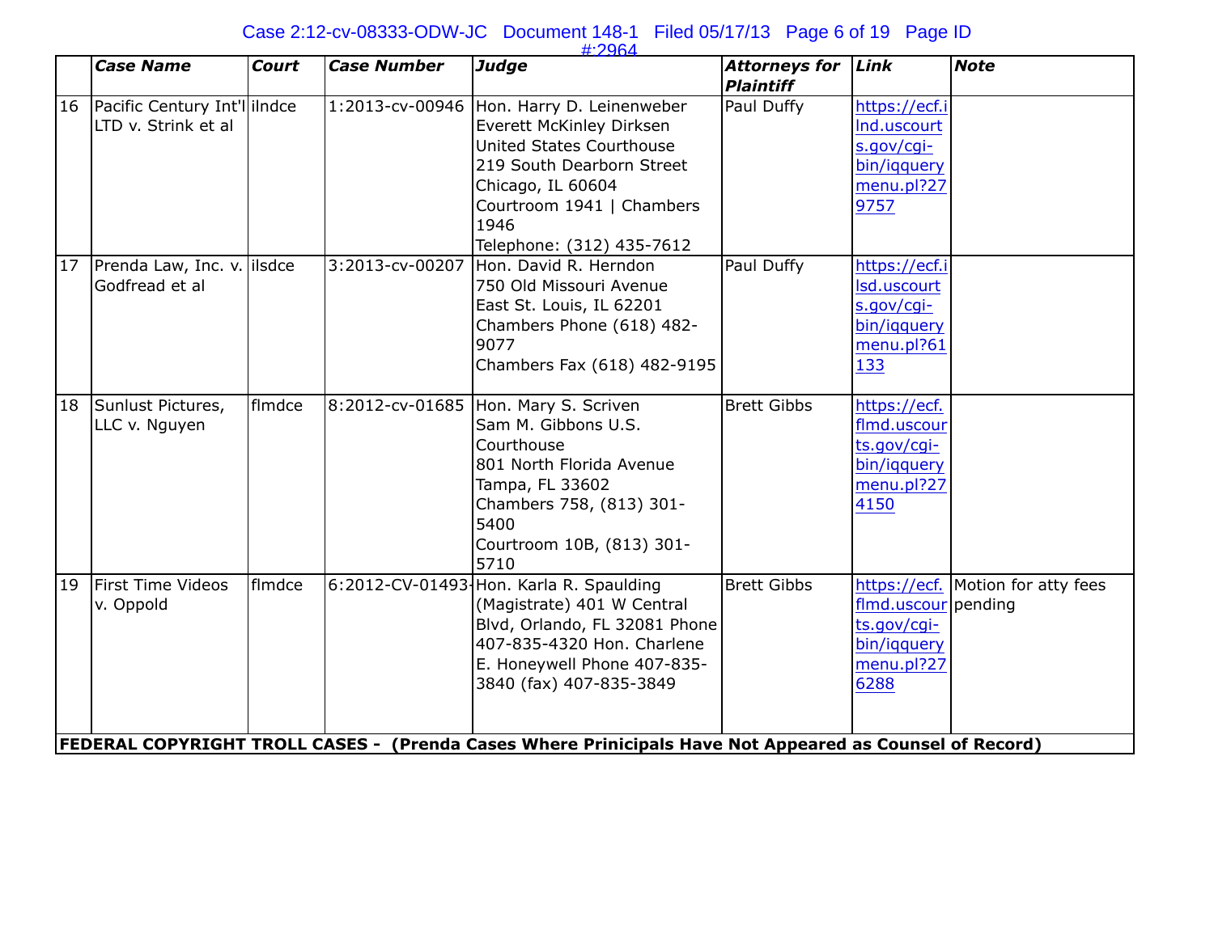| | *Case Name* | *Court* | *Case Number* | *Judge* | *Attorneys for Plaintiff* | *Link* | *Note* |
|---|---|---|---|---|---|---|---|
| 16 | Pacific Century Int'l LTD v. Strink et al | ilndce | 1:2013-cv-00946 | Hon. Harry D. Leinenweber Everett McKinley Dirksen United States Courthouse 219 South Dearborn Street Chicago, IL 60604 Courtroom 1941 \| Chambers 1946 Telephone: (312) 435-7612 | Paul Duffy | https://ecf.ilnd.uscourts.gov/cgi-bin/iqquerymenu.pl?279757 | |
| 17 | Prenda Law, Inc. v. Godfread et al | ilsdce | 3:2013-cv-00207 | Hon. David R. Herndon 750 Old Missouri Avenue East St. Louis, IL 62201 Chambers Phone (618) 482-9077 Chambers Fax (618) 482-9195 | Paul Duffy | https://ecf.ilsd.uscourts.gov/cgi-bin/iqquerymenu.pl?61133 | |
| 18 | Sunlust Pictures, LLC v. Nguyen | flmdce | 8:2012-cv-01685 | Hon. Mary S. Scriven Sam M. Gibbons U.S. Courthouse 801 North Florida Avenue Tampa, FL 33602 Chambers 758, (813) 301-5400 Courtroom 10B, (813) 301-5710 | Brett Gibbs | https://ecf.flmd.uscourts.gov/cgi-bin/iqquerymenu.pl?274150 | |
| 19 | First Time Videos v. Oppold | flmdce | 6:2012-CV-01493- | Hon. Karla R. Spaulding (Magistrate) 401 W Central Blvd, Orlando, FL 32081 Phone 407-835-4320 Hon. Charlene E. Honeywell Phone 407-835-3840 (fax) 407-835-3849 | Brett Gibbs | https://ecf.flmd.uscourts.gov/cgi-bin/iqquerymenu.pl?276288 | Motion for atty fees pending |
| **FEDERAL COPYRIGHT TROLL CASES - (Prenda Cases Where Prinicipals Have Not Appeared as Counsel of Record)** | | | | | | | |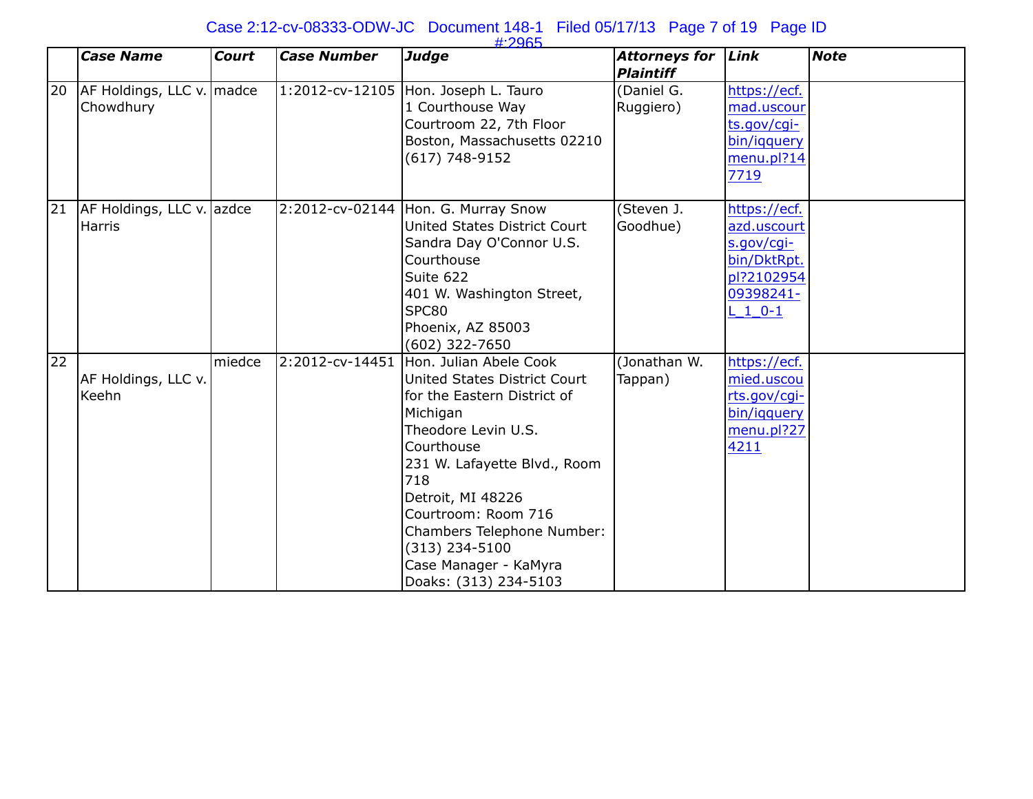| | *Case Name* | *Court* | *Case Number* | *Judge* | *Attorneys for Plaintiff* | *Link* | *Note* |
|---|---|---|---|---|---|---|---|
| 20 | AF Holdings, LLC v. Chowdhury | madce | 1:2012-cv-12105 | Hon. Joseph L. Tauro<br>1 Courthouse Way<br>Courtroom 22, 7th Floor<br>Boston, Massachusetts 02210<br>(617) 748-9152 | (Daniel G. Ruggiero) | https://ecf.mad.uscourts.gov/cgi-bin/iqquerymenu.pl?147719 | |
| 21 | AF Holdings, LLC v. Harris | azdce | 2:2012-cv-02144 | Hon. G. Murray Snow<br>United States District Court<br>Sandra Day O'Connor U.S. Courthouse<br>Suite 622<br>401 W. Washington Street, SPC80<br>Phoenix, AZ 85003<br>(602) 322-7650 | (Steven J. Goodhue) | https://ecf.azd.uscourts.gov/cgi-bin/DktRpt.pl?210295409398241-L_1_0-1 | |
| 22 | AF Holdings, LLC v. Keehn | miedce | 2:2012-cv-14451 | Hon. Julian Abele Cook<br>United States District Court for the Eastern District of Michigan<br>Theodore Levin U.S. Courthouse<br>231 W. Lafayette Blvd., Room 718<br>Detroit, MI 48226<br>Courtroom: Room 716<br>Chambers Telephone Number: (313) 234-5100<br>Case Manager - KaMyra Doaks: (313) 234-5103 | (Jonathan W. Tappan) | https://ecf.mied.uscourts.gov/cgi-bin/iqquerymenu.pl?274211 | |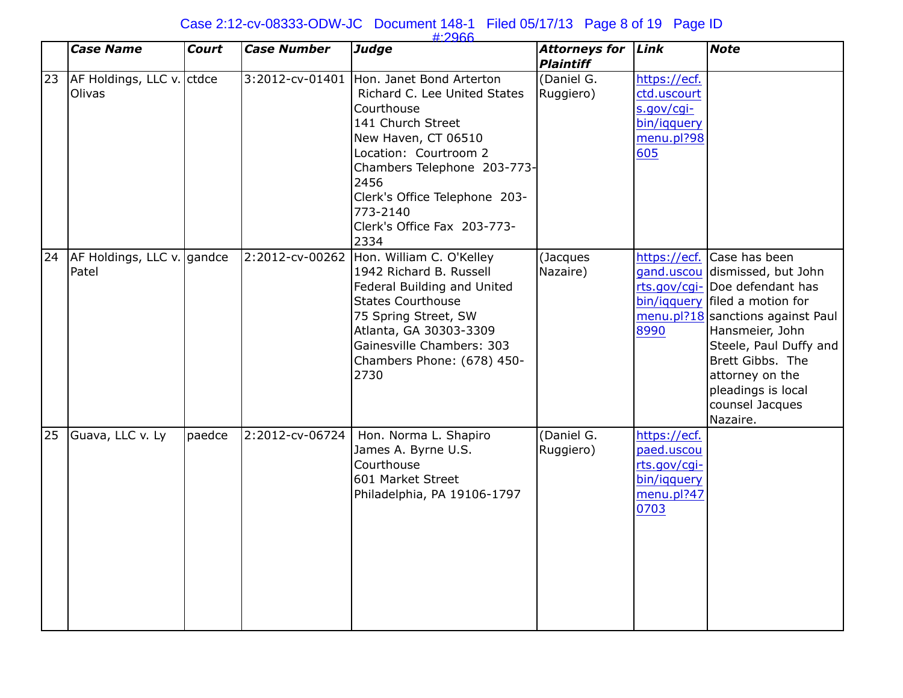| | *Case Name* | *Court* | *Case Number* | *Judge* | *Attorneys for Plaintiff* | *Link* | *Note* |
|---|---|---|---|---|---|---|---|
| 23 | AF Holdings, LLC v. Olivas | ctdce | 3:2012-cv-01401 | Hon. Janet Bond Arterton Richard C. Lee United States Courthouse 141 Church Street New Haven, CT 06510 Location: Courtroom 2 Chambers Telephone 203-773-2456 Clerk's Office Telephone 203-773-2140 Clerk's Office Fax 203-773-2334 | (Daniel G. Ruggiero) | https://ecf.ctd.uscourts.gov/cgi-bin/iqquerymenu.pl?98605 | |
| 24 | AF Holdings, LLC v. Patel | gandce | 2:2012-cv-00262 | Hon. William C. O'Kelley 1942 Richard B. Russell Federal Building and United States Courthouse 75 Spring Street, SW Atlanta, GA 30303-3309 Gainesville Chambers: 303 Chambers Phone: (678) 450-2730 | (Jacques Nazaire) | https://ecf.gand.uscourts.gov/cgi-bin/iqquerymenu.pl?188990 | Case has been dismissed, but John Doe defendant has filed a motion for sanctions against Paul Hansmeier, John Steele, Paul Duffy and Brett Gibbs. The attorney on the pleadings is local counsel Jacques Nazaire. |
| 25 | Guava, LLC v. Ly | paedce | 2:2012-cv-06724 | Hon. Norma L. Shapiro James A. Byrne U.S. Courthouse 601 Market Street Philadelphia, PA 19106-1797 | (Daniel G. Ruggiero) | https://ecf.paed.uscourts.gov/cgi-bin/iqquerymenu.pl?470703 | |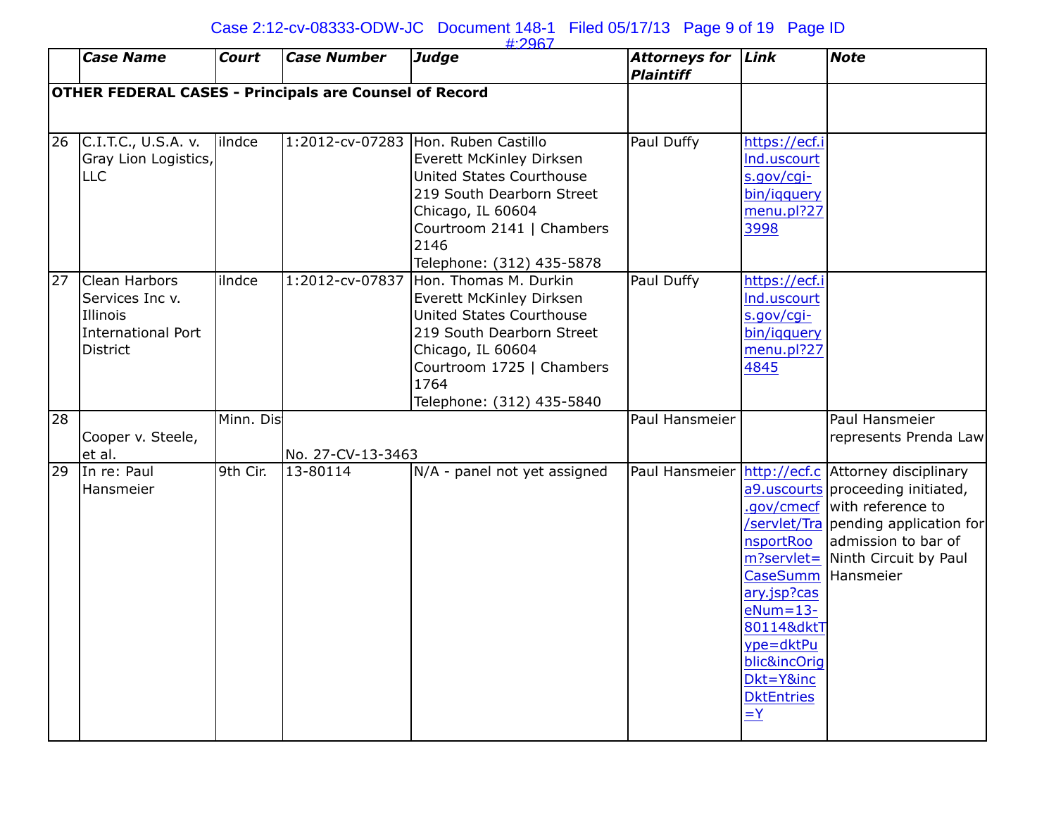| | *Case Name* | *Court* | *Case Number* | *Judge* | *Attorneys for Plaintiff* | *Link* | *Note* |
|---|---|---|---|---|---|---|---|
| **OTHER FEDERAL CASES - Principals are Counsel of Record** | | | | | | | |
| 26 | C.I.T.C., U.S.A. v. Gray Lion Logistics, LLC | ilndce | 1:2012-cv-07283 | Hon. Ruben Castillo Everett McKinley Dirksen United States Courthouse 219 South Dearborn Street Chicago, IL 60604 Courtroom 2141 \| Chambers 2146 Telephone: (312) 435-5878 | Paul Duffy | https://ecf.ilnd.uscourts.gov/cgi-bin/iqquerymenu.pl?273998 | |
| 27 | Clean Harbors Services Inc v. Illinois International Port District | ilndce | 1:2012-cv-07837 | Hon. Thomas M. Durkin Everett McKinley Dirksen United States Courthouse 219 South Dearborn Street Chicago, IL 60604 Courtroom 1725 \| Chambers 1764 Telephone: (312) 435-5840 | Paul Duffy | https://ecf.ilnd.uscourts.gov/cgi-bin/iqquerymenu.pl?274845 | |
| 28 | Cooper v. Steele, et al. | Minn. Dist | No. 27-CV-13-3463 | | Paul Hansmeier | | Paul Hansmeier represents Prenda Law |
| 29 | In re: Paul Hansmeier | 9th Cir. | 13-80114 | N/A - panel not yet assigned | Paul Hansmeier | http://ecf.ca9.uscourts.gov/cmecf/servlet/TransportRoom?servlet=CaseSummary.jsp?caseNum=13-80114&dktType=dktPublic&incOrigDkt=Y&incDktEntries=Y | Attorney disciplinary proceeding initiated, with reference to pending application for admission to bar of Ninth Circuit by Paul Hansmeier |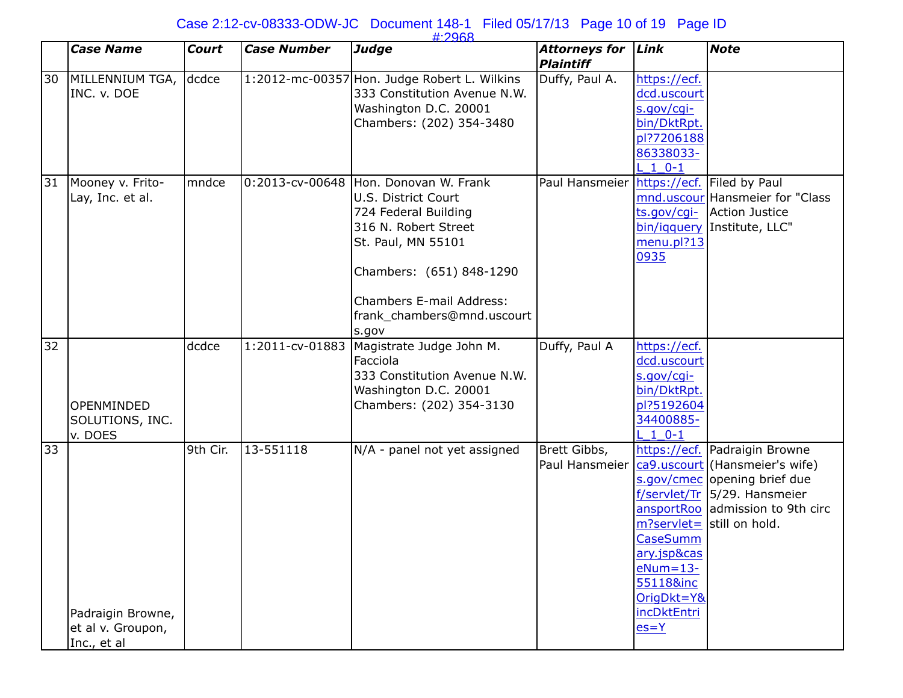|  | *Case Name* | *Court* | *Case Number* | *Judge* | *Attorneys for Plaintiff* | *Link* | *Note* |
|---|---|---|---|---|---|---|---|
| 30 | MILLENNIUM TGA, INC. v. DOE | dcdce | 1:2012-mc-00357 | Hon. Judge Robert L. Wilkins<br>333 Constitution Avenue N.W.<br>Washington D.C. 20001<br>Chambers: (202) 354-3480 | Duffy, Paul A. | https://ecf.dcd.uscourts.gov/cgi-bin/DktRpt.pl?720618886338033-L_1_0-1 |  |
| 31 | Mooney v. Frito-Lay, Inc. et al. | mndce | 0:2013-cv-00648 | Hon. Donovan W. Frank<br>U.S. District Court<br>724 Federal Building<br>316 N. Robert Street<br>St. Paul, MN 55101<br><br>Chambers: (651) 848-1290<br><br>Chambers E-mail Address: frank_chambers@mnd.uscourts.gov | Paul Hansmeier | https://ecf.mnd.uscourts.gov/cgi-bin/iqquerymenu.pl?130935 | Filed by Paul Hansmeier for "Class Action Justice Institute, LLC" |
| 32 | OPENMINDED SOLUTIONS, INC. v. DOES | dcdce | 1:2011-cv-01883 | Magistrate Judge John M. Facciola<br>333 Constitution Avenue N.W.<br>Washington D.C. 20001<br>Chambers: (202) 354-3130 | Duffy, Paul A | https://ecf.dcd.uscourts.gov/cgi-bin/DktRpt.pl?519260434400885-L_1_0-1 |  |
| 33 | Padraigin Browne, et al v. Groupon, Inc., et al | 9th Cir. | 13-551118 | N/A - panel not yet assigned | Brett Gibbs, Paul Hansmeier | https://ecf.ca9.uscourts.gov/cmecf/servlet/TransportRoom?servlet=CaseSummary.jsp&caseNum=13-55118&incOrigDkt=Y&incDktEntries=Y | Padraigin Browne (Hansmeier's wife) opening brief due 5/29. Hansmeier admission to 9th circ still on hold. |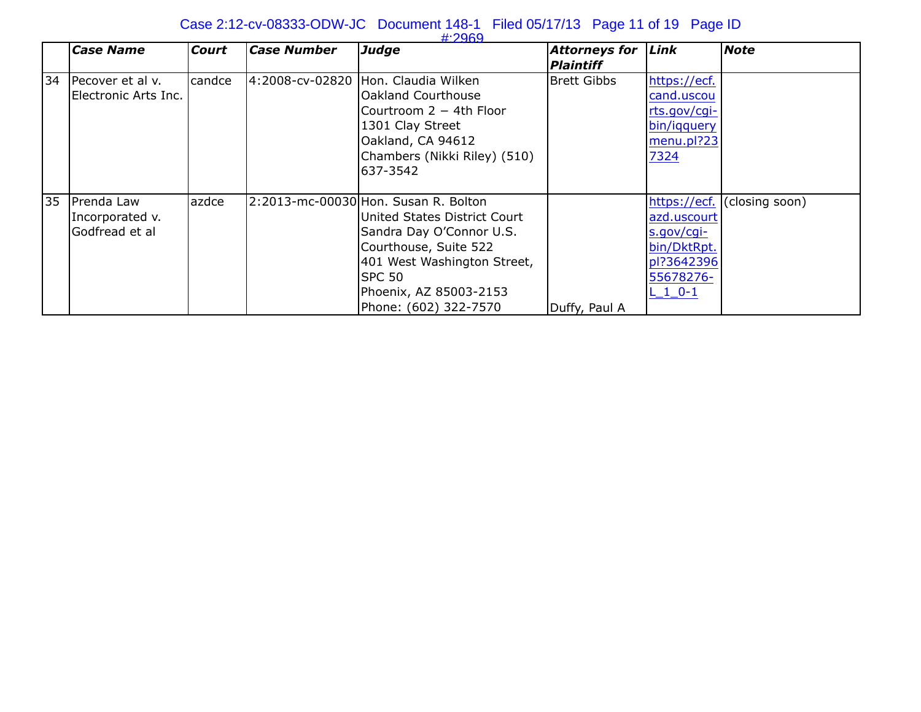| | *Case Name* | *Court* | *Case Number* | *Judge* | *Attorneys for Plaintiff* | *Link* | *Note* |
|---|---|---|---|---|---|---|---|
| 34 | Pecover et al v. Electronic Arts Inc. | candce | 4:2008-cv-02820 | Hon. Claudia Wilken<br>Oakland Courthouse<br>Courtroom 2 – 4th Floor<br>1301 Clay Street<br>Oakland, CA 94612<br>Chambers (Nikki Riley) (510) 637-3542 | Brett Gibbs | https://ecf.cand.uscourts.gov/cgi-bin/iqquerymenu.pl?237324 | |
| 35 | Prenda Law Incorporated v. Godfread et al | azdce | 2:2013-mc-00030 | Hon. Susan R. Bolton<br>United States District Court<br>Sandra Day O'Connor U.S. Courthouse, Suite 522<br>401 West Washington Street, SPC 50<br>Phoenix, AZ 85003-2153<br>Phone: (602) 322-7570 | Duffy, Paul A | https://ecf.azd.uscourts.gov/cgi-bin/DktRpt.pl?364239655678276-L_1_0-1 | (closing soon) |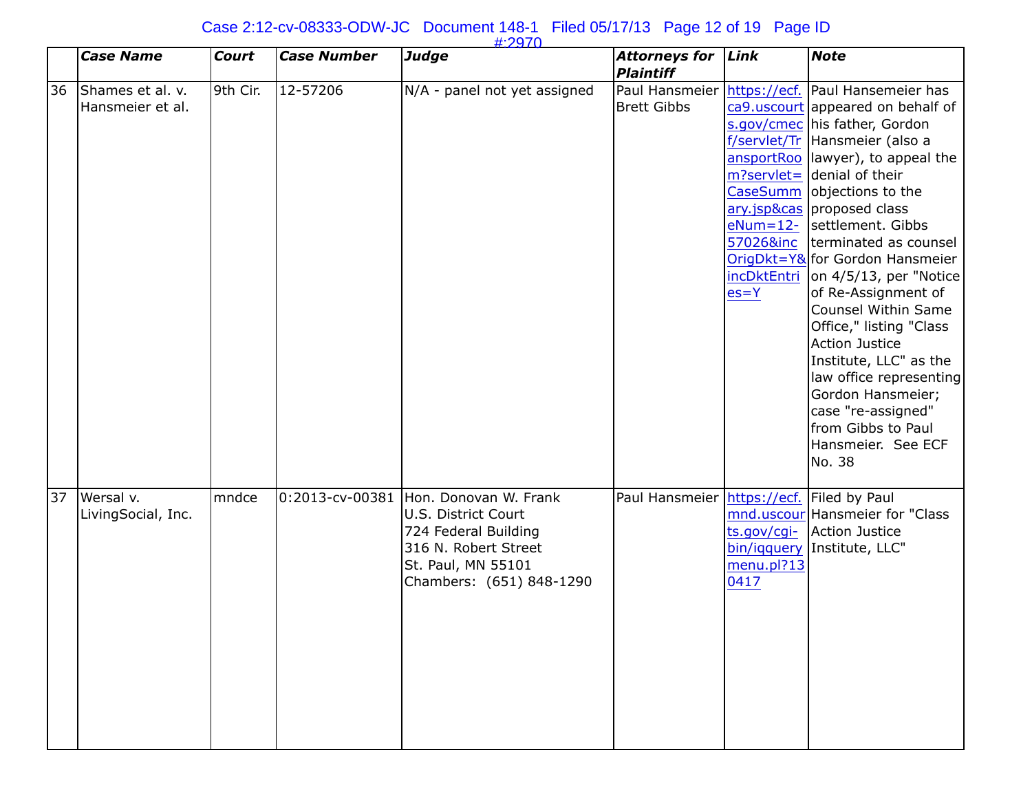| | *Case Name* | *Court* | *Case Number* | *Judge* | *Attorneys for Plaintiff* | *Link* | *Note* |
|---|---|---|---|---|---|---|---|
| 36 | Shames et al. v. Hansmeier et al. | 9th Cir. | 12-57206 | N/A - panel not yet assigned | Paul Hansmeier Brett Gibbs | https://ecf.ca9.uscourts.gov/cmecf/servlet/TransportRoom?servlet=CaseSummary.jsp&caseNum=12-57026&incOrigDkt=Y&incDktEntries=Y | Paul Hansemeier has appeared on behalf of his father, Gordon Hansmeier (also a lawyer), to appeal the denial of their objections to the proposed class settlement. Gibbs terminated as counsel for Gordon Hansmeier on 4/5/13, per "Notice of Re-Assignment of Counsel Within Same Office," listing "Class Action Justice Institute, LLC" as the law office representing Gordon Hansmeier; case "re-assigned" from Gibbs to Paul Hansmeier. See ECF No. 38 |
| 37 | Wersal v. LivingSocial, Inc. | mndce | 0:2013-cv-00381 | Hon. Donovan W. Frank U.S. District Court 724 Federal Building 316 N. Robert Street St. Paul, MN 55101 Chambers: (651) 848-1290 | Paul Hansmeier | https://ecf.mnd.uscourts.gov/cgi-bin/iqquerymenu.pl?130417 | Filed by Paul Hansmeier for "Class Action Justice Institute, LLC" |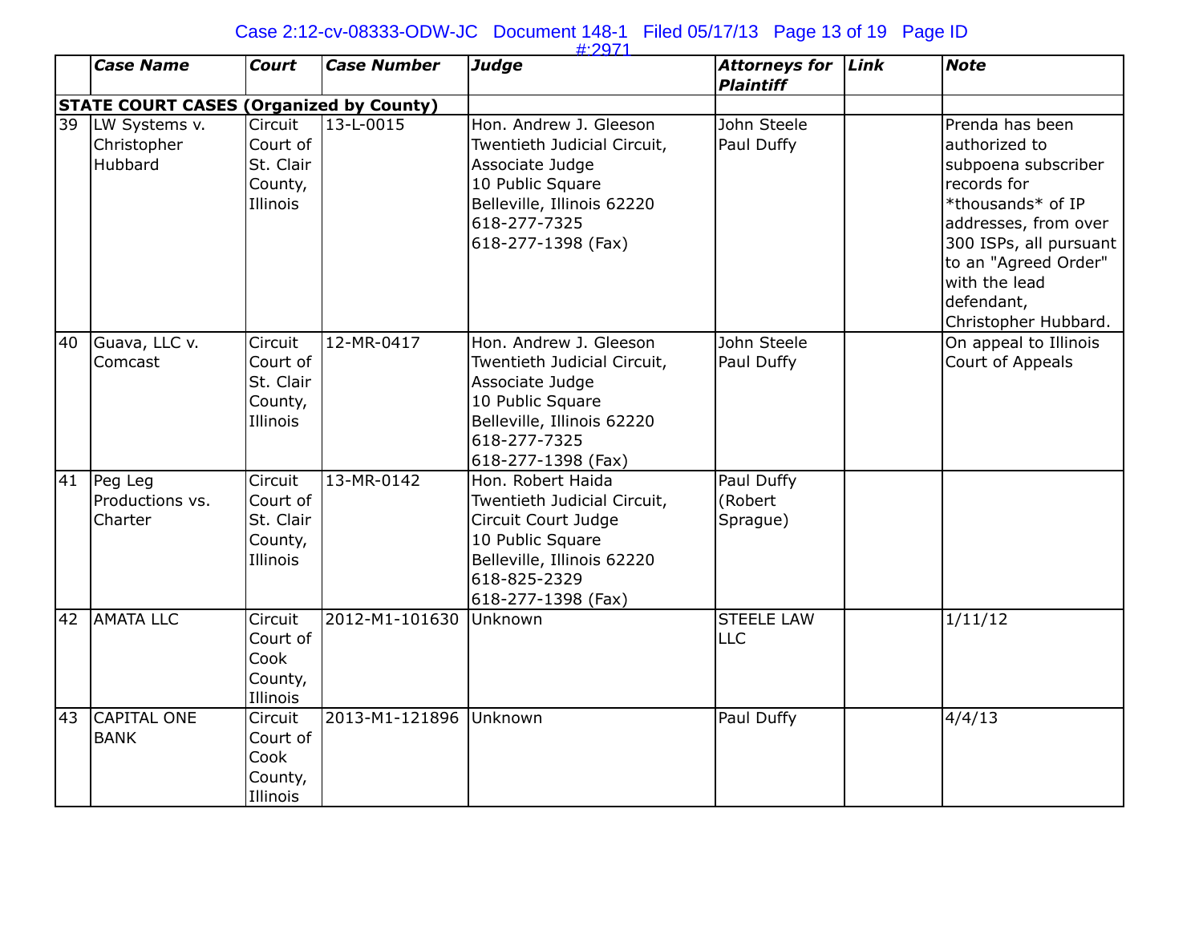| | *Case Name* | *Court* | *Case Number* | *Judge* | *Attorneys for Plaintiff* | *Link* | *Note* |
|---|---|---|---|---|---|---|---|
| **STATE COURT CASES (Organized by County)** | | | | | | | |
| 39 | LW Systems v. Christopher Hubbard | Circuit Court of St. Clair County, Illinois | 13-L-0015 | Hon. Andrew J. Gleeson Twentieth Judicial Circuit, Associate Judge 10 Public Square Belleville, Illinois 62220 618-277-7325 618-277-1398 (Fax) | John Steele Paul Duffy | | Prenda has been authorized to subpoena subscriber records for *thousands* of IP addresses, from over 300 ISPs, all pursuant to an "Agreed Order" with the lead defendant, Christopher Hubbard. |
| 40 | Guava, LLC v. Comcast | Circuit Court of St. Clair County, Illinois | 12-MR-0417 | Hon. Andrew J. Gleeson Twentieth Judicial Circuit, Associate Judge 10 Public Square Belleville, Illinois 62220 618-277-7325 618-277-1398 (Fax) | John Steele Paul Duffy | | On appeal to Illinois Court of Appeals |
| 41 | Peg Leg Productions vs. Charter | Circuit Court of St. Clair County, Illinois | 13-MR-0142 | Hon. Robert Haida Twentieth Judicial Circuit, Circuit Court Judge 10 Public Square Belleville, Illinois 62220 618-825-2329 618-277-1398 (Fax) | Paul Duffy (Robert Sprague) | | |
| 42 | AMATA LLC | Circuit Court of Cook County, Illinois | 2012-M1-101630 | Unknown | STEELE LAW LLC | | 1/11/12 |
| 43 | CAPITAL ONE BANK | Circuit Court of Cook County, Illinois | 2013-M1-121896 | Unknown | Paul Duffy | | 4/4/13 |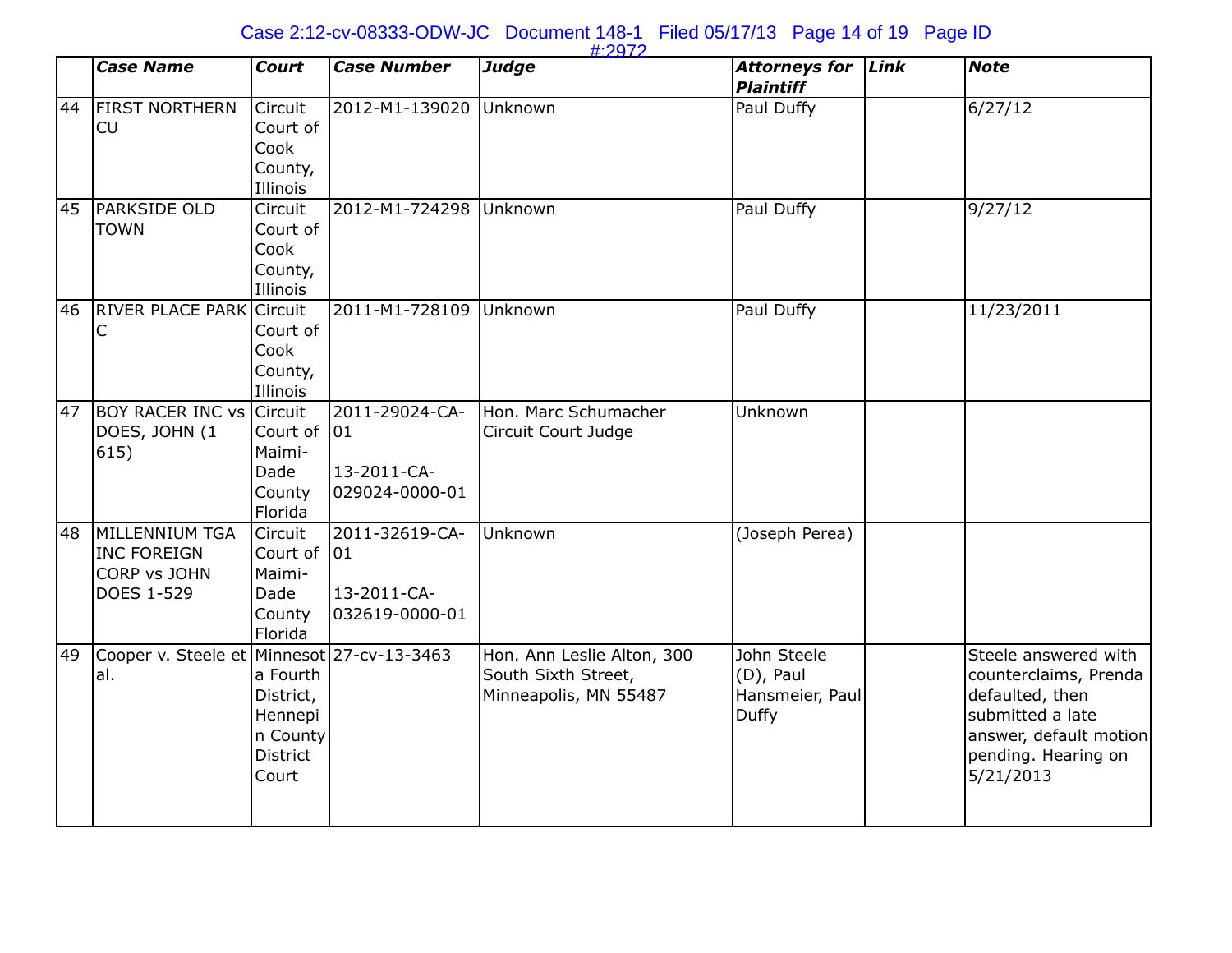| | *Case Name* | *Court* | *Case Number* | *Judge* | *Attorneys for Plaintiff* | *Link* | *Note* |
|---|---|---|---|---|---|---|---|
| 44 | FIRST NORTHERN CU | Circuit Court of Cook County, Illinois | 2012-M1-139020 | Unknown | Paul Duffy | | 6/27/12 |
| 45 | PARKSIDE OLD TOWN | Circuit Court of Cook County, Illinois | 2012-M1-724298 | Unknown | Paul Duffy | | 9/27/12 |
| 46 | RIVER PLACE PARK C | Circuit Court of Cook County, Illinois | 2011-M1-728109 | Unknown | Paul Duffy | | 11/23/2011 |
| 47 | BOY RACER INC vs DOES, JOHN (1 615) | Circuit Court of Maimi-Dade County Florida | 2011-29024-CA-01 13-2011-CA-029024-0000-01 | Hon. Marc Schumacher Circuit Court Judge | Unknown | | |
| 48 | MILLENNIUM TGA INC FOREIGN CORP vs JOHN DOES 1-529 | Circuit Court of Maimi-Dade County Florida | 2011-32619-CA-01 13-2011-CA-032619-0000-01 | Unknown | (Joseph Perea) | | |
| 49 | Cooper v. Steele et al. | Minnesota Fourth District, Hennepin County District Court | 27-cv-13-3463 | Hon. Ann Leslie Alton, 300 South Sixth Street, Minneapolis, MN 55487 | John Steele (D), Paul Hansmeier, Paul Duffy | | Steele answered with counterclaims, Prenda defaulted, then submitted a late answer, default motion pending. Hearing on 5/21/2013 |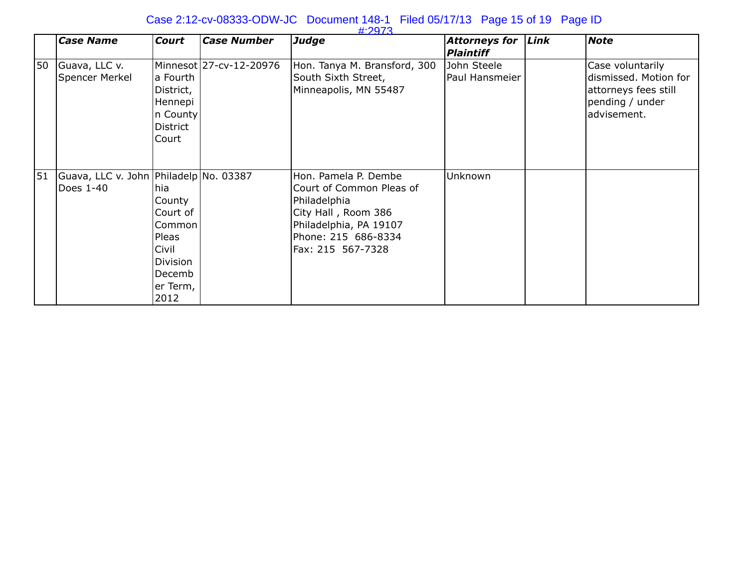| | *Case Name* | *Court* | *Case Number* | *Judge* | *Attorneys for Plaintiff* | *Link* | *Note* |
|---|---|---|---|---|---|---|---|
| 50 | Guava, LLC v. Spencer Merkel | Minnesota Fourth District, Hennepin County District Court | 27-cv-12-20976 | Hon. Tanya M. Bransford, 300 South Sixth Street, Minneapolis, MN 55487 | John Steele Paul Hansmeier | | Case voluntarily dismissed. Motion for attorneys fees still pending / under advisement. |
| 51 | Guava, LLC v. John Does 1-40 | Philadelphia County Court of Common Pleas Civil Division December Term, 2012 | No. 03387 | Hon. Pamela P. Dembe Court of Common Pleas of Philadelphia City Hall , Room 386 Philadelphia, PA 19107 Phone: 215 686-8334 Fax: 215 567-7328 | Unknown | | |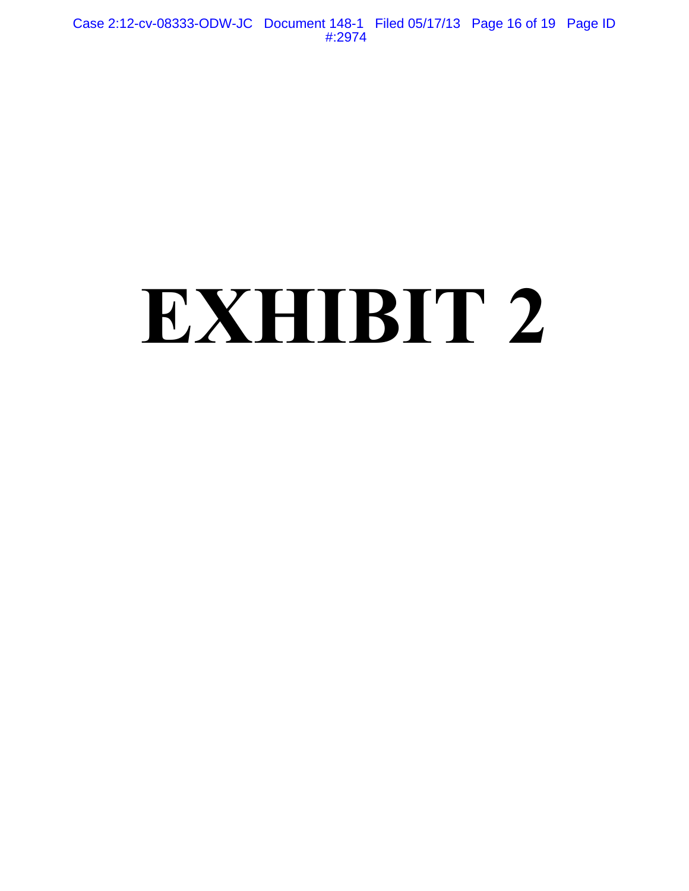# EXHIBIT 2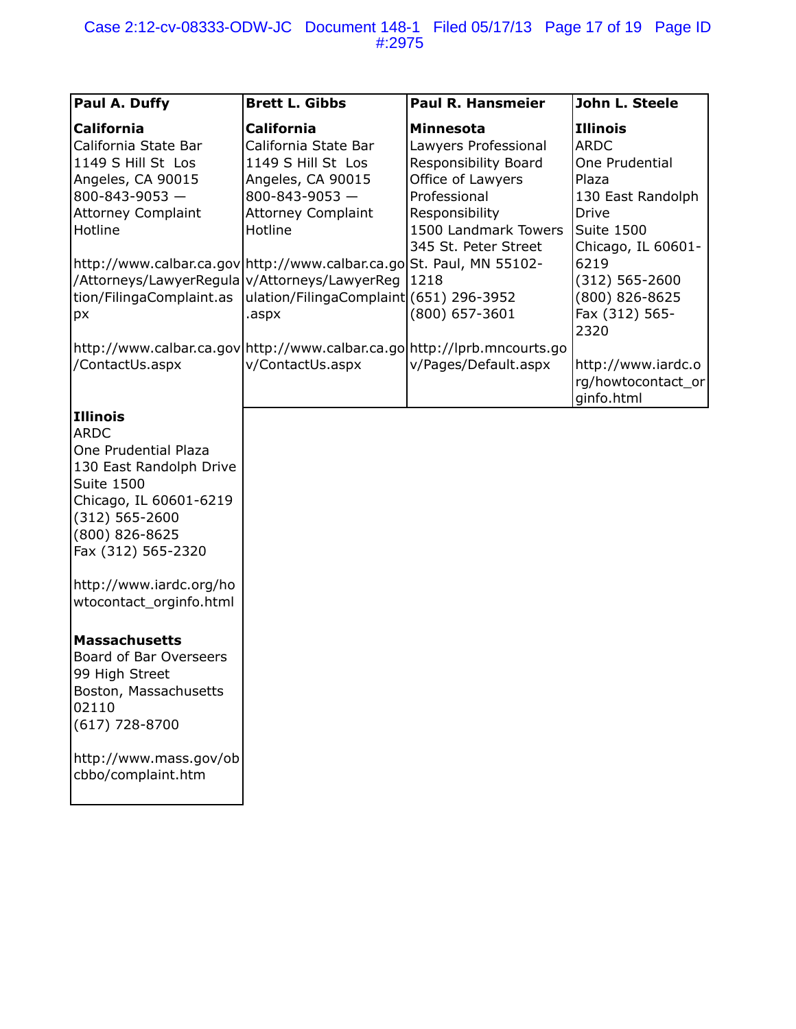| Paul A. Duffy | Brett L. Gibbs | Paul R. Hansmeier | John L. Steele |
|---|---|---|---|
| **California**<br>California State Bar<br>1149 S Hill St Los Angeles, CA 90015<br>800-843-9053 — Attorney Complaint Hotline<br><br>http://www.calbar.ca.gov/Attorneys/LawyerRegulation/FilingaComplaint.aspx<br><br>http://www.calbar.ca.gov/ContactUs.aspx<br><br>**Illinois**<br>ARDC<br>One Prudential Plaza<br>130 East Randolph Drive<br>Suite 1500<br>Chicago, IL 60601-6219<br>(312) 565-2600<br>(800) 826-8625<br>Fax (312) 565-2320<br><br>http://www.iardc.org/howtocontact_orginfo.html<br><br>**Massachusetts**<br>Board of Bar Overseers<br>99 High Street<br>Boston, Massachusetts 02110<br>(617) 728-8700<br><br>http://www.mass.gov/obcbbo/complaint.htm | **California**<br>California State Bar<br>1149 S Hill St Los Angeles, CA 90015<br>800-843-9053 — Attorney Complaint Hotline<br><br>http://www.calbar.ca.gov/Attorneys/LawyerRegulation/FilingaComplaint.aspx<br><br>http://www.calbar.ca.gov/ContactUs.aspx | **Minnesota**<br>Lawyers Professional Responsibility Board<br>Office of Lawyers Professional Responsibility<br>1500 Landmark Towers<br>345 St. Peter Street<br>St. Paul, MN 55102-1218<br>(651) 296-3952<br>(800) 657-3601<br><br>http://lprb.mncourts.gov/Pages/Default.aspx | **Illinois**<br>ARDC<br>One Prudential Plaza<br>130 East Randolph Drive<br>Suite 1500<br>Chicago, IL 60601-6219<br>(312) 565-2600<br>(800) 826-8625<br>Fax (312) 565-2320<br><br>http://www.iardc.org/howtocontact_orginfo.html |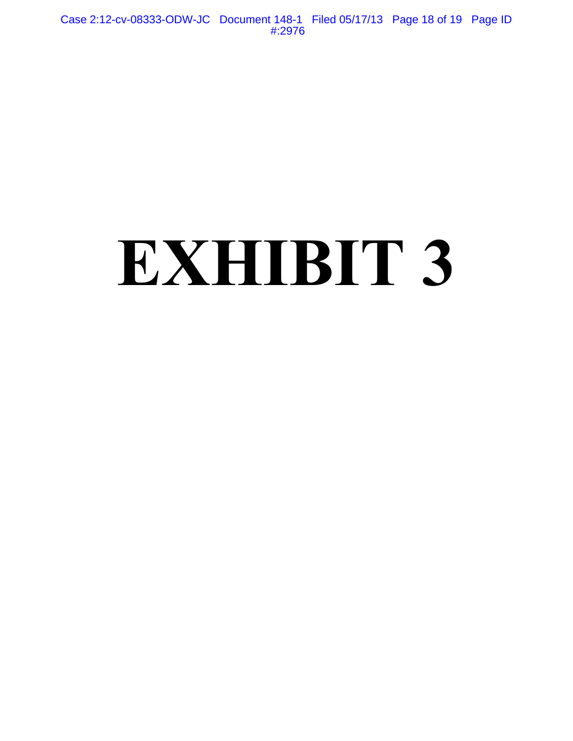# EXHIBIT 3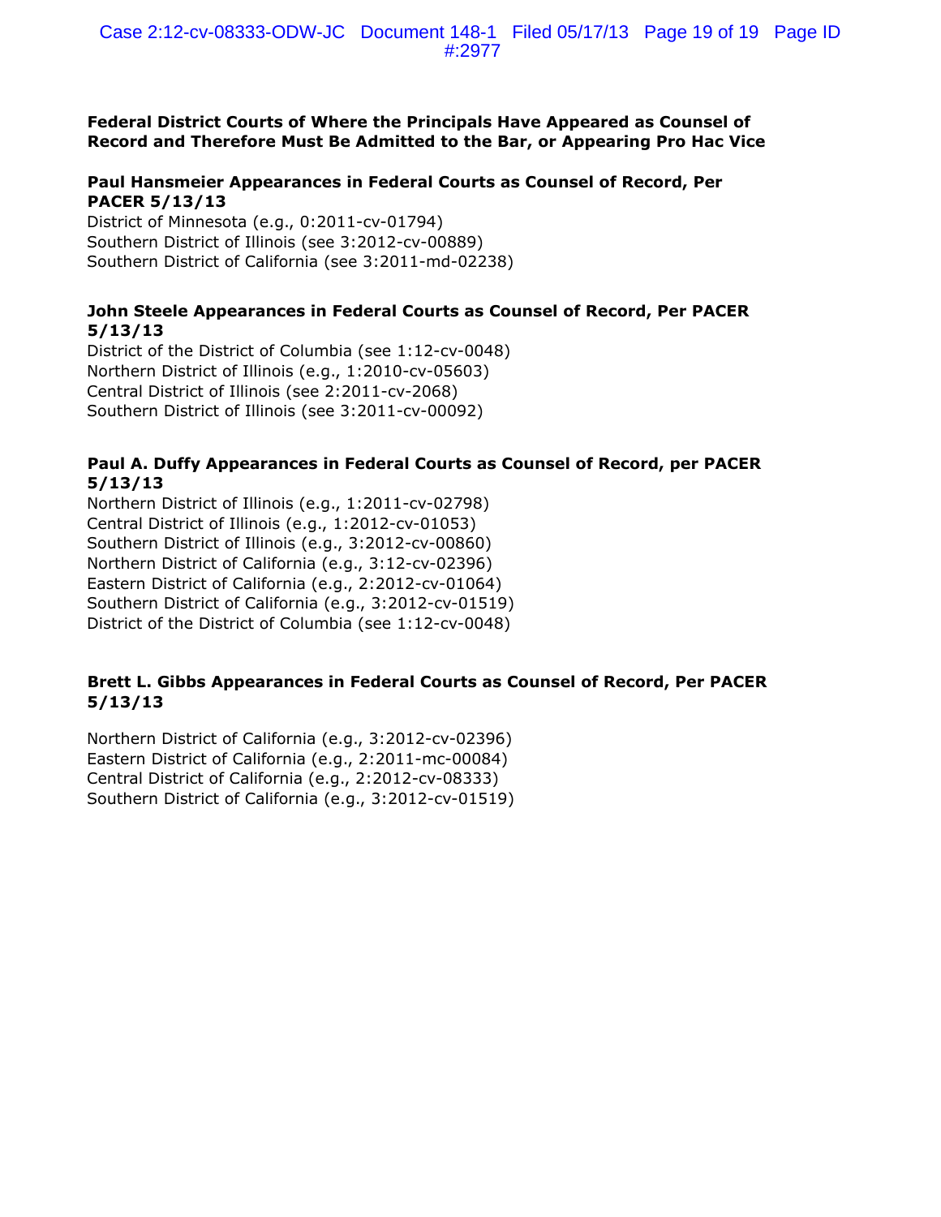**Federal District Courts of Where the Principals Have Appeared as Counsel of Record and Therefore Must Be Admitted to the Bar, or Appearing Pro Hac Vice**

**Paul Hansmeier Appearances in Federal Courts as Counsel of Record, Per PACER 5/13/13**

District of Minnesota (e.g., 0:2011-cv-01794)
Southern District of Illinois (see 3:2012-cv-00889)
Southern District of California (see 3:2011-md-02238)

**John Steele Appearances in Federal Courts as Counsel of Record, Per PACER 5/13/13**

District of the District of Columbia (see 1:12-cv-0048)
Northern District of Illinois (e.g., 1:2010-cv-05603)
Central District of Illinois (see 2:2011-cv-2068)
Southern District of Illinois (see 3:2011-cv-00092)

**Paul A. Duffy Appearances in Federal Courts as Counsel of Record, per PACER 5/13/13**

Northern District of Illinois (e.g., 1:2011-cv-02798)
Central District of Illinois (e.g., 1:2012-cv-01053)
Southern District of Illinois (e.g., 3:2012-cv-00860)
Northern District of California (e.g., 3:12-cv-02396)
Eastern District of California (e.g., 2:2012-cv-01064)
Southern District of California (e.g., 3:2012-cv-01519)
District of the District of Columbia (see 1:12-cv-0048)

**Brett L. Gibbs Appearances in Federal Courts as Counsel of Record, Per PACER 5/13/13**

Northern District of California (e.g., 3:2012-cv-02396)
Eastern District of California (e.g., 2:2011-mc-00084)
Central District of California (e.g., 2:2012-cv-08333)
Southern District of California (e.g., 3:2012-cv-01519)